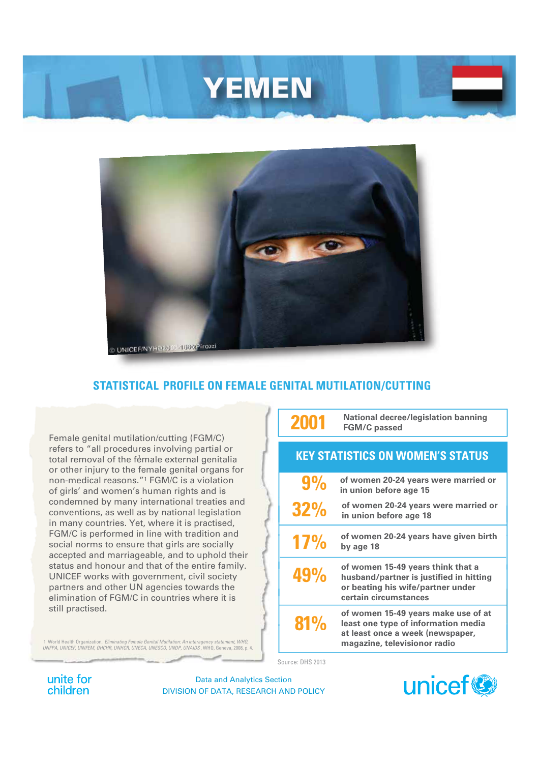# YEMEN

© UNICEF/NYHQ2005-1830/Pirozzi

## STATISTICAL PROFILE ON FEMALE GENITAL MUTILATION/CUTTING

Female genital mutilation/cutting (FGM/C) refers to "all procedures involving partial or total removal of the female external genitalia or other injury to the female genital organs for non-medical reasons."[1] FGM/C is a violation of girls' and women's human rights and is condemned by many international treaties and conventions, as well as by national legislation in many countries. Yet, where it is practised, FGM/C is performed in line with tradition and social norms to ensure that girls are socially accepted and marriageable, and to uphold their status and honour and that of the entire family. UNICEF works with government, civil society partners and other UN agencies towards the elimination of FGM/C in countries where it is still practised.

1 World Health Organization, *Eliminating Female Genital Mutilation: An interagency statement, WHO, UNFPA, UNICEF, UNIFEM, OHCHR, UNHCR, UNECA, UNESCO, UNDP, UNAIDS*, WHO, Geneva, 2008, p. 4.

| | |
|---|---|
| **2001** | **National decree/legislation banning FGM/C passed** |

### KEY STATISTICS ON WOMEN'S STATUS

| | |
|---|---|
| **9%** | of women 20-24 years were married or in union before age 15 |
| **32%** | of women 20-24 years were married or in union before age 18 |
| **17%** | of women 20-24 years have given birth by age 18 |
| **49%** | of women 15-49 years think that a husband/partner is justified in hitting or beating his wife/partner under certain circumstances |
| **81%** | of women 15-49 years make use of at least one type of information media at least once a week (newspaper, magazine, televisionor radio |

Source: DHS 2013

unite for children

Data and Analytics Section
DIVISION OF DATA, RESEARCH AND POLICY

unicef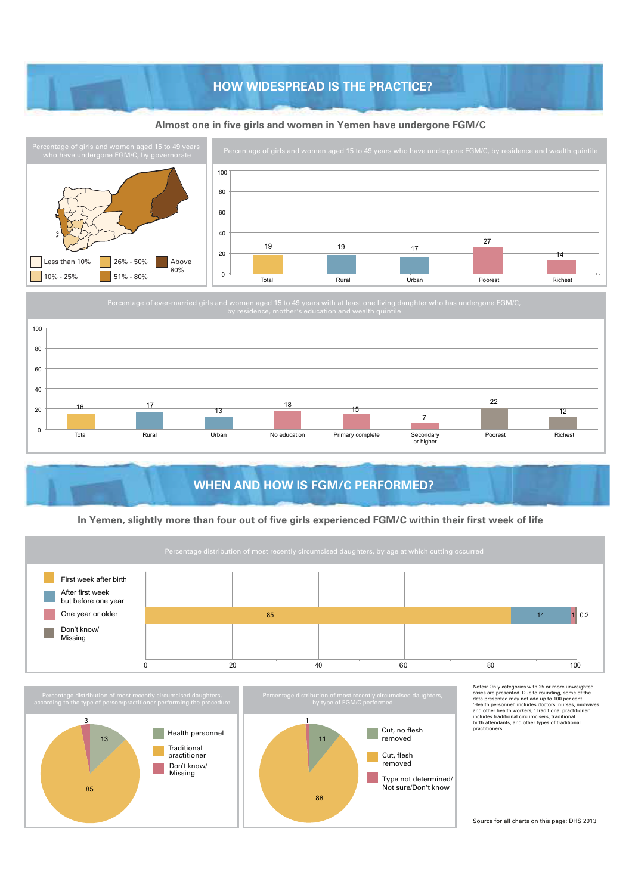# HOW WIDESPREAD IS THE PRACTICE?

**Almost one in five girls and women in Yemen have undergone FGM/C**

Percentage of girls and women aged 15 to 49 years who have undergone FGM/C, by governorate

Less than 10% | 10% - 25% | 26% - 50% | 51% - 80% | Above 80%

Percentage of girls and women aged 15 to 49 years who have undergone FGM/C, by residence and wealth quintile

| Total | Rural | Urban | Poorest | Richest |
|---|---|---|---|---|
| 19 | 19 | 17 | 27 | 14 |

Percentage of ever-married girls and women aged 15 to 49 years with at least one living daughter who has undergone FGM/C, by residence, mother's education and wealth quintile

| Total | Rural | Urban | No education | Primary complete | Secondary or higher | Poorest | Richest |
|---|---|---|---|---|---|---|---|
| 16 | 17 | 13 | 18 | 15 | 7 | 22 | 12 |

# WHEN AND HOW IS FGM/C PERFORMED?

**In Yemen, slightly more than four out of five girls experienced FGM/C within their first week of life**

Percentage distribution of most recently circumcised daughters, by age at which cutting occurred

| First week after birth | After first week but before one year | One year or older | Don't know/ Missing |
|---|---|---|---|
| 85 | 14 | 1 | 0.2 |

Percentage distribution of most recently circumcised daughters, according to the type of person/practitioner performing the procedure

| Health personnel | Traditional practitioner | Don't know/ Missing |
|---|---|---|
| 13 | 85 | 3 |

Percentage distribution of most recently circumcised daughters, by type of FGM/C performed

| Cut, no flesh removed | Cut, flesh removed | Type not determined/ Not sure/Don't know |
|---|---|---|
| 11 | 88 | 1 |

Notes: Only categories with 25 or more unweighted cases are presented. Due to rounding, some of the data presented may not add up to 100 per cent. 'Health personnel' includes doctors, nurses, midwives and other health workers; 'Traditional practitioner' includes traditional circumcisers, traditional birth attendants, and other types of traditional practitioners

Source for all charts on this page: DHS 2013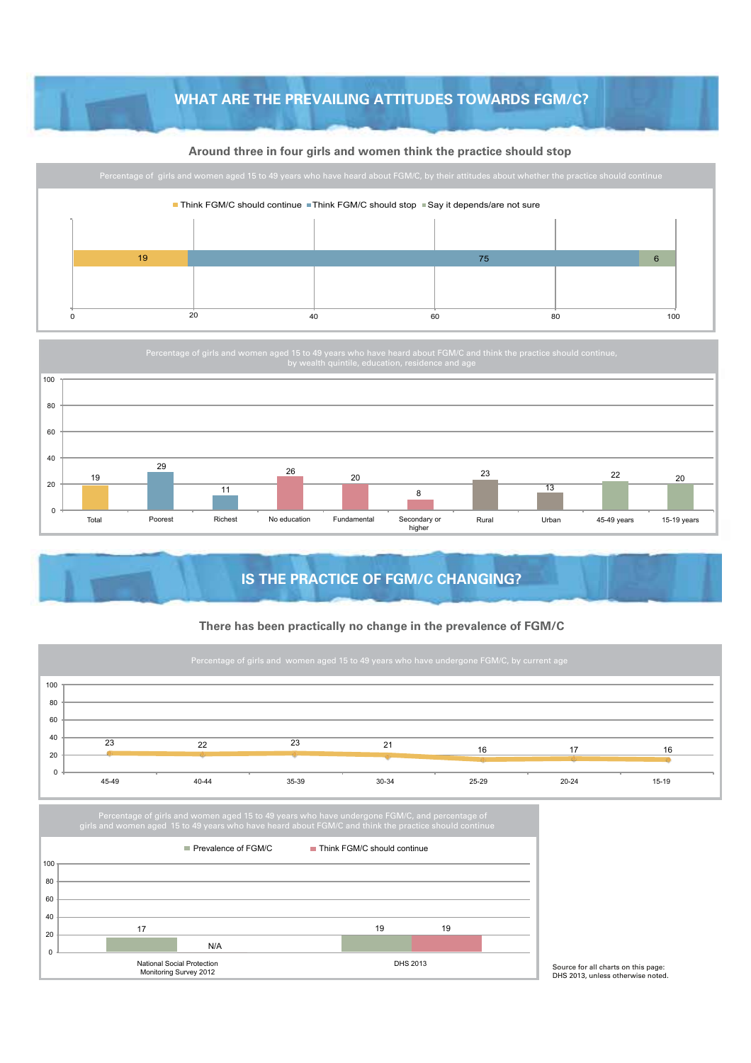## WHAT ARE THE PREVAILING ATTITUDES TOWARDS FGM/C?

### Around three in four girls and women think the practice should stop

Percentage of girls and women aged 15 to 49 years who have heard about FGM/C, by their attitudes about whether the practice should continue

| Think FGM/C should continue | Think FGM/C should stop | Say it depends/are not sure |
|---|---|---|
| 19 | 75 | 6 |

Percentage of girls and women aged 15 to 49 years who have heard about FGM/C and think the practice should continue, by wealth quintile, education, residence and age

| Total | Poorest | Richest | No education | Fundamental | Secondary or higher | Rural | Urban | 45-49 years | 15-19 years |
|---|---|---|---|---|---|---|---|---|---|
| 19 | 29 | 11 | 26 | 20 | 8 | 23 | 13 | 22 | 20 |

## IS THE PRACTICE OF FGM/C CHANGING?

### There has been practically no change in the prevalence of FGM/C

Percentage of girls and women aged 15 to 49 years who have undergone FGM/C, by current age

| 45-49 | 40-44 | 35-39 | 30-34 | 25-29 | 20-24 | 15-19 |
|---|---|---|---|---|---|---|
| 23 | 22 | 23 | 21 | 16 | 17 | 16 |

Percentage of girls and women aged 15 to 49 years who have undergone FGM/C, and percentage of girls and women aged 15 to 49 years who have heard about FGM/C and think the practice should continue

| | Prevalence of FGM/C | Think FGM/C should continue |
|---|---|---|
| National Social Protection Monitoring Survey 2012 | 17 | N/A |
| DHS 2013 | 19 | 19 |

Source for all charts on this page: DHS 2013, unless otherwise noted.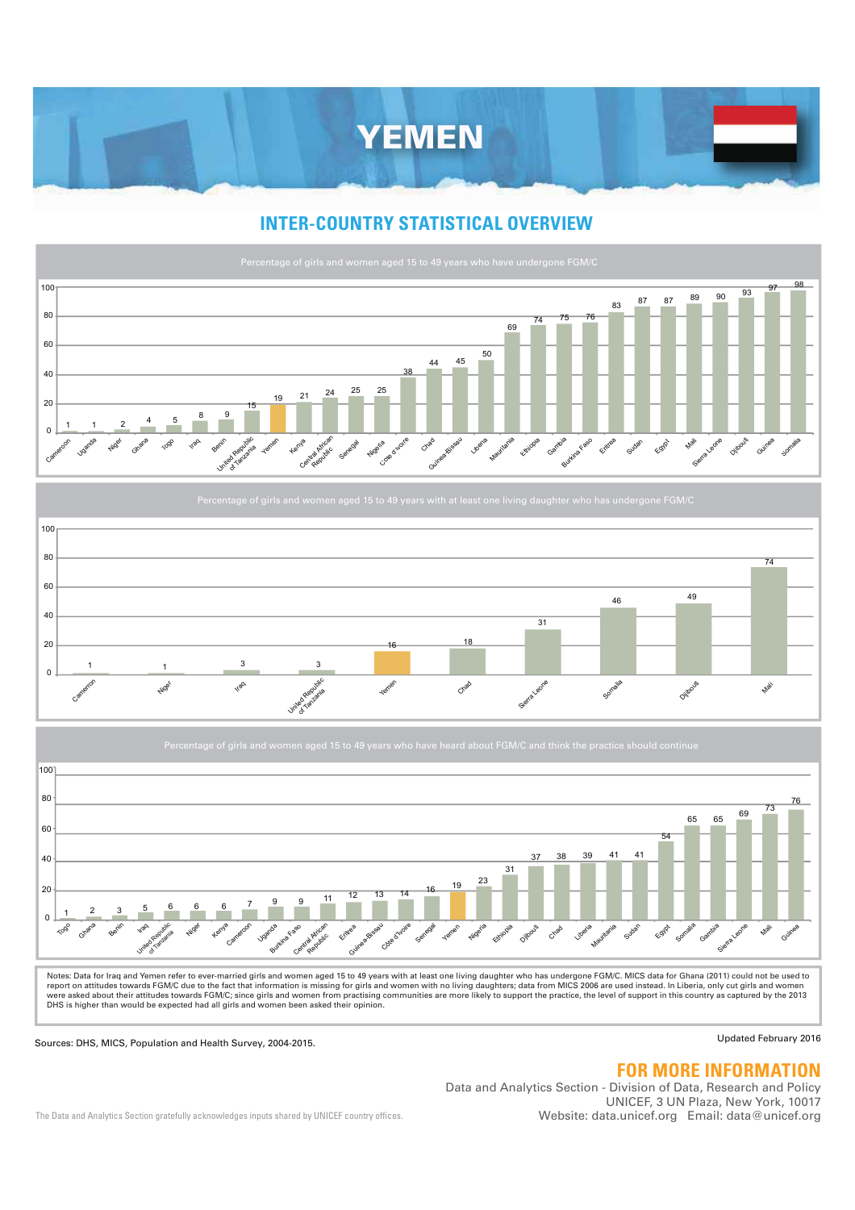# YEMEN

## INTER-COUNTRY STATISTICAL OVERVIEW

Percentage of girls and women aged 15 to 49 years who have undergone FGM/C

100
80
60
40
20
0

1 Cameroon
1 Uganda
2 Niger
4 Ghana
5 Togo
8 Iraq
9 Benin
15 United Republic of Tanzania
19 Yemen
21 Kenya
24 Central African Republic
25 Senegal
25 Nigeria
38 Cote d'Ivoire
44 Chad
45 Guinea-Bissau
50 Liberia
69 Mauritania
74 Ethiopia
75 Gambia
76 Burkina Faso
83 Eritrea
87 Sudan
87 Egypt
89 Mali
90 Sierra Leone
93 Djibouti
97 Guinea
98 Somalia

Percentage of girls and women aged 15 to 49 years with at least one living daughter who has undergone FGM/C

100
80
60
40
20
0

1 Cameroon
1 Niger
3 Iraq
3 United Republic of Tanzania
16 Yemen
18 Chad
31 Sierra Leone
46 Somalia
49 Djibouti
74 Mali

Percentage of girls and women aged 15 to 49 years who have heard about FGM/C and think the practice should continue

100
80
60
40
20
0

1 Togo
2 Ghana
3 Benin
5 Iraq
6 United Republic of Tanzania
6 Niger
6 Kenya
7 Cameroon
9 Uganda
9 Burkina Faso
11 Central African Republic
12 Eritrea
13 Guinea-Bissau
14 Côte d'Ivoire
16 Senegal
19 Yemen
23 Nigeria
31 Ethiopia
37 Djibouti
38 Chad
39 Liberia
41 Mauritania
41 Sudan
54 Egypt
65 Somalia
65 Gambia
69 Sierra Leone
73 Mali
76 Guinea

Notes: Data for Iraq and Yemen refer to ever-married girls and women aged 15 to 49 years with at least one living daughter who has undergone FGM/C. MICS data for Ghana (2011) could not be used to report on attitudes towards FGM/C due to the fact that information is missing for girls and women with no living daughters; data from MICS 2006 are used instead. In Liberia, only cut girls and women were asked about their attitudes towards FGM/C; since girls and women from practising communities are more likely to support the practice, the level of support in this country as captured by the 2013 DHS is higher than would be expected had all girls and women been asked their opinion.

Sources: DHS, MICS, Population and Health Survey, 2004-2015.

Updated February 2016

## FOR MORE INFORMATION

Data and Analytics Section - Division of Data, Research and Policy
UNICEF, 3 UN Plaza, New York, 10017
Website: data.unicef.org Email: data@unicef.org

The Data and Analytics Section gratefully acknowledges inputs shared by UNICEF country offices.